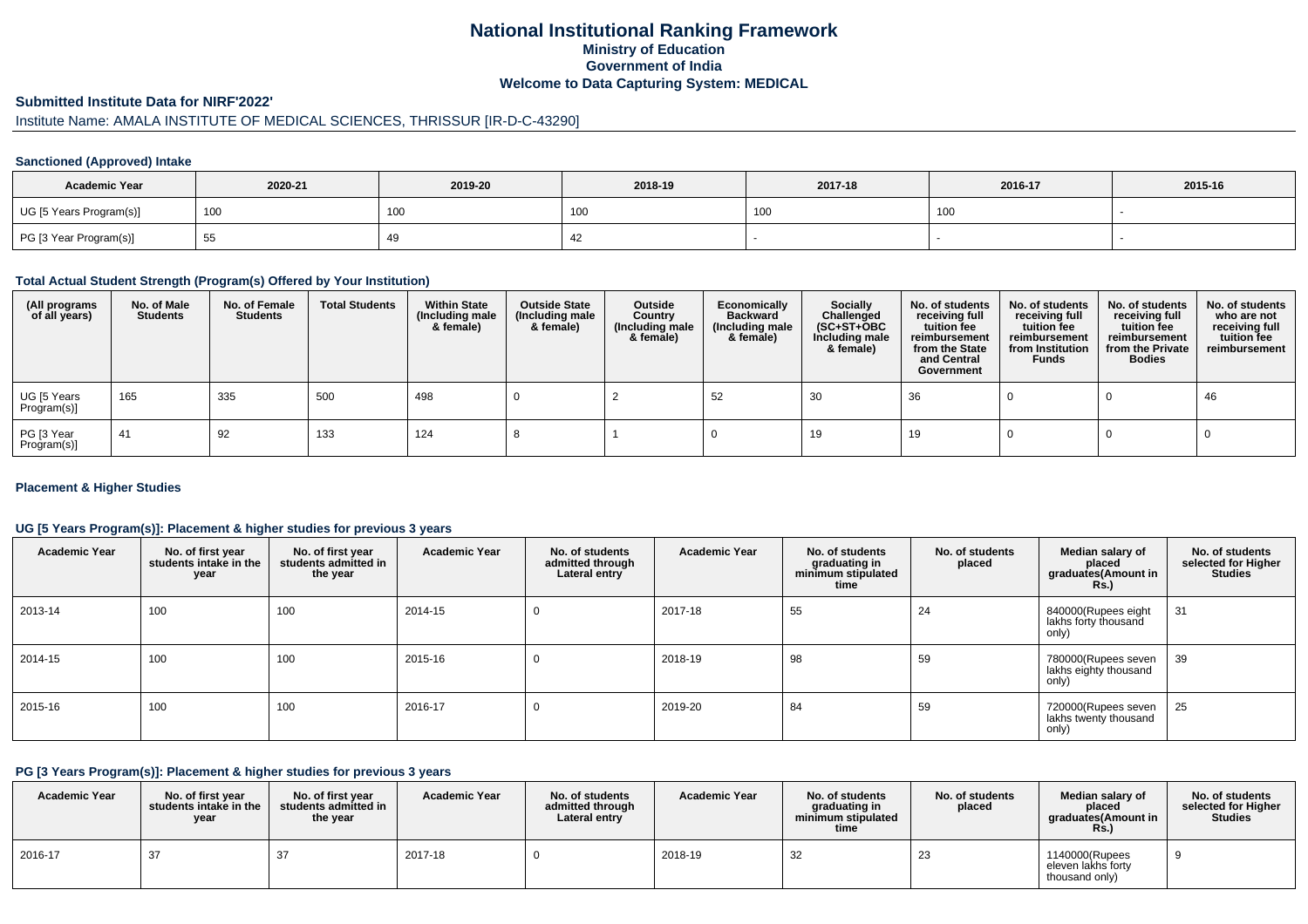# National Institutional Ranking Framework
## Ministry of Education
## Government of India
## Welcome to Data Capturing System: MEDICAL

### Submitted Institute Data for NIRF'2022'

Institute Name: AMALA INSTITUTE OF MEDICAL SCIENCES, THRISSUR [IR-D-C-43290]

#### Sanctioned (Approved) Intake

| Academic Year | 2020-21 | 2019-20 | 2018-19 | 2017-18 | 2016-17 | 2015-16 |
|---|---|---|---|---|---|---|
| UG [5 Years Program(s)] | 100 | 100 | 100 | 100 | 100 | - |
| PG [3 Year Program(s)] | 55 | 49 | 42 | - | - | - |

#### Total Actual Student Strength (Program(s) Offered by Your Institution)

| (All programs of all years) | No. of Male Students | No. of Female Students | Total Students | Within State (Including male & female) | Outside State (Including male & female) | Outside Country (Including male & female) | Economically Backward (Including male & female) | Socially Challenged (SC+ST+OBC Including male & female) | No. of students receiving full tuition fee reimbursement from the State and Central Government | No. of students receiving full tuition fee reimbursement from Institution Funds | No. of students receiving full tuition fee reimbursement from the Private Bodies | No. of students who are not receiving full tuition fee reimbursement |
|---|---|---|---|---|---|---|---|---|---|---|---|---|
| UG [5 Years Program(s)] | 165 | 335 | 500 | 498 | 0 | 2 | 52 | 30 | 36 | 0 | 0 | 46 |
| PG [3 Year Program(s)] | 41 | 92 | 133 | 124 | 8 | 1 | 0 | 19 | 19 | 0 | 0 | 0 |

#### Placement & Higher Studies

#### UG [5 Years Program(s)]: Placement & higher studies for previous 3 years

| Academic Year | No. of first year students intake in the year | No. of first year students admitted in the year | Academic Year | No. of students admitted through Lateral entry | Academic Year | No. of students graduating in minimum stipulated time | No. of students placed | Median salary of placed graduates(Amount in Rs.) | No. of students selected for Higher Studies |
|---|---|---|---|---|---|---|---|---|---|
| 2013-14 | 100 | 100 | 2014-15 | 0 | 2017-18 | 55 | 24 | 840000(Rupees eight lakhs forty thousand only) | 31 |
| 2014-15 | 100 | 100 | 2015-16 | 0 | 2018-19 | 98 | 59 | 780000(Rupees seven lakhs eighty thousand only) | 39 |
| 2015-16 | 100 | 100 | 2016-17 | 0 | 2019-20 | 84 | 59 | 720000(Rupees seven lakhs twenty thousand only) | 25 |

#### PG [3 Years Program(s)]: Placement & higher studies for previous 3 years

| Academic Year | No. of first year students intake in the year | No. of first year students admitted in the year | Academic Year | No. of students admitted through Lateral entry | Academic Year | No. of students graduating in minimum stipulated time | No. of students placed | Median salary of placed graduates(Amount in Rs.) | No. of students selected for Higher Studies |
|---|---|---|---|---|---|---|---|---|---|
| 2016-17 | 37 | 37 | 2017-18 | 0 | 2018-19 | 32 | 23 | 1140000(Rupees eleven lakhs forty thousand only) | 9 |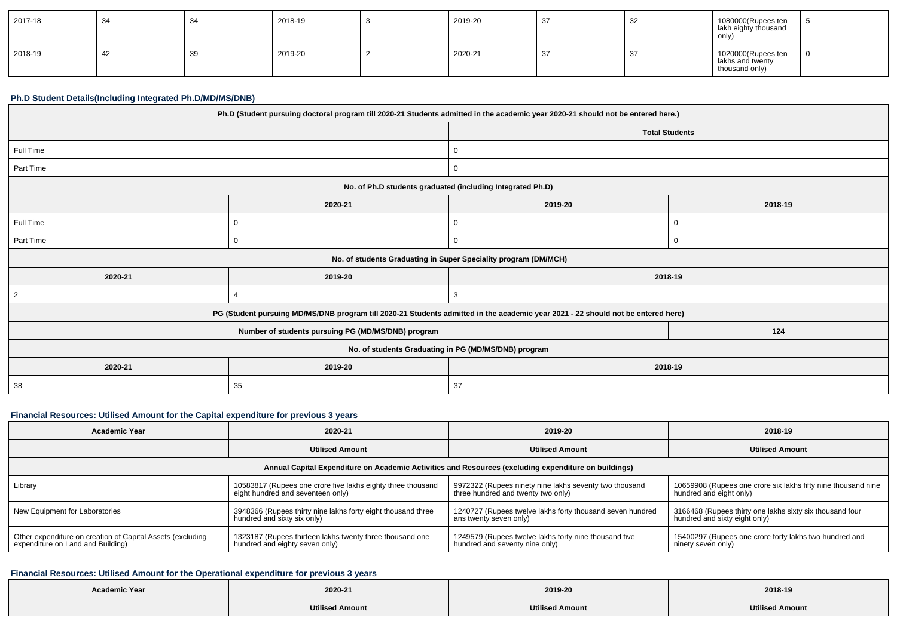| 2017-18 | 34 | 34 | 2018-19 | 3 | 2019-20 | 37 | 32 | 1080000(Rupees ten lakh eighty thousand only) | 5 |
|---|---|---|---|---|---|---|---|---|---|
| 2018-19 | 42 | 39 | 2019-20 | 2 | 2020-21 | 37 | 37 | 1020000(Rupees ten lakhs and twenty thousand only) | 0 |

### Ph.D Student Details(Including Integrated Ph.D/MD/MS/DNB)

| Ph.D (Student pursuing doctoral program till 2020-21 Students admitted in the academic year 2020-21 should not be entered here.) | | | |
|---|---|---|---|
| | | Total Students | |
| Full Time | | 0 | |
| Part Time | | 0 | |
| No. of Ph.D students graduated (including Integrated Ph.D) | | | |
| | 2020-21 | 2019-20 | 2018-19 |
| Full Time | 0 | 0 | 0 |
| Part Time | 0 | 0 | 0 |
| No. of students Graduating in Super Speciality program (DM/MCH) | | | |
| 2020-21 | 2019-20 | 2018-19 | |
| 2 | 4 | 3 | |
| PG (Student pursuing MD/MS/DNB program till 2020-21 Students admitted in the academic year 2021 - 22 should not be entered here) | | | |
| Number of students pursuing PG (MD/MS/DNB) program | | | 124 |
| No. of students Graduating in PG (MD/MS/DNB) program | | | |
| 2020-21 | 2019-20 | 2018-19 | |
| 38 | 35 | 37 | |

### Financial Resources: Utilised Amount for the Capital expenditure for previous 3 years

| Academic Year | 2020-21 | 2019-20 | 2018-19 |
|---|---|---|---|
| | Utilised Amount | Utilised Amount | Utilised Amount |
| Annual Capital Expenditure on Academic Activities and Resources (excluding expenditure on buildings) | | | |
| Library | 10583817 (Rupees one crore five lakhs eighty three thousand eight hundred and seventeen only) | 9972322 (Rupees ninety nine lakhs seventy two thousand three hundred and twenty two only) | 10659908 (Rupees one crore six lakhs fifty nine thousand nine hundred and eight only) |
| New Equipment for Laboratories | 3948366 (Rupees thirty nine lakhs forty eight thousand three hundred and sixty six only) | 1240727 (Rupees twelve lakhs forty thousand seven hundred ans twenty seven only) | 3166468 (Rupees thirty one lakhs sixty six thousand four hundred and sixty eight only) |
| Other expenditure on creation of Capital Assets (excluding expenditure on Land and Building) | 1323187 (Rupees thirteen lakhs twenty three thousand one hundred and eighty seven only) | 1249579 (Rupees twelve lakhs forty nine thousand five hundred and seventy nine only) | 15400297 (Rupees one crore forty lakhs two hundred and ninety seven only) |

### Financial Resources: Utilised Amount for the Operational expenditure for previous 3 years

| Academic Year | 2020-21 | 2019-20 | 2018-19 |
|---|---|---|---|
| | Utilised Amount | Utilised Amount | Utilised Amount |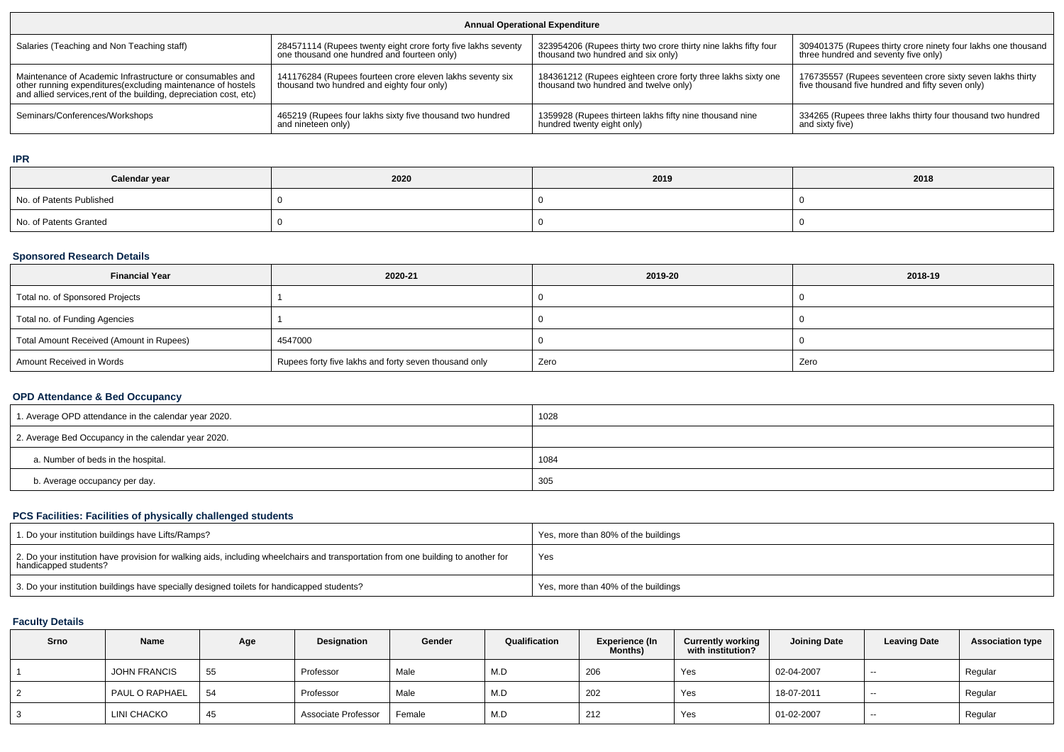| Annual Operational Expenditure | | | |
|---|---|---|---|
| Salaries (Teaching and Non Teaching staff) | 284571114 (Rupees twenty eight crore forty five lakhs seventy one thousand one hundred and fourteen only) | 323954206 (Rupees thirty two crore thirty nine lakhs fifty four thousand two hundred and six only) | 309401375 (Rupees thirty crore ninety four lakhs one thousand three hundred and seventy five only) |
| Maintenance of Academic Infrastructure or consumables and other running expenditures(excluding maintenance of hostels and allied services,rent of the building, depreciation cost, etc) | 141176284 (Rupees fourteen crore eleven lakhs seventy six thousand two hundred and eighty four only) | 184361212 (Rupees eighteen crore forty three lakhs sixty one thousand two hundred and twelve only) | 176735557 (Rupees seventeen crore sixty seven lakhs thirty five thousand five hundred and fifty seven only) |
| Seminars/Conferences/Workshops | 465219 (Rupees four lakhs sixty five thousand two hundred and nineteen only) | 1359928 (Rupees thirteen lakhs fifty nine thousand nine hundred twenty eight only) | 334265 (Rupees three lakhs thirty four thousand two hundred and sixty five) |

## IPR

| Calendar year | 2020 | 2019 | 2018 |
|---|---|---|---|
| No. of Patents Published | 0 | 0 | 0 |
| No. of Patents Granted | 0 | 0 | 0 |

## Sponsored Research Details

| Financial Year | 2020-21 | 2019-20 | 2018-19 |
|---|---|---|---|
| Total no. of Sponsored Projects | 1 | 0 | 0 |
| Total no. of Funding Agencies | 1 | 0 | 0 |
| Total Amount Received (Amount in Rupees) | 4547000 | 0 | 0 |
| Amount Received in Words | Rupees forty five lakhs and forty seven thousand only | Zero | Zero |

## OPD Attendance & Bed Occupancy

| | |
|---|---|
| 1. Average OPD attendance in the calendar year 2020. | 1028 |
| 2. Average Bed Occupancy in the calendar year 2020. | |
| a. Number of beds in the hospital. | 1084 |
| b. Average occupancy per day. | 305 |

## PCS Facilities: Facilities of physically challenged students

| | |
|---|---|
| 1. Do your institution buildings have Lifts/Ramps? | Yes, more than 80% of the buildings |
| 2. Do your institution have provision for walking aids, including wheelchairs and transportation from one building to another for handicapped students? | Yes |
| 3. Do your institution buildings have specially designed toilets for handicapped students? | Yes, more than 40% of the buildings |

## Faculty Details

| Srno | Name | Age | Designation | Gender | Qualification | Experience (In Months) | Currently working with institution? | Joining Date | Leaving Date | Association type |
|---|---|---|---|---|---|---|---|---|---|---|
| 1 | JOHN FRANCIS | 55 | Professor | Male | M.D | 206 | Yes | 02-04-2007 | -- | Regular |
| 2 | PAUL O RAPHAEL | 54 | Professor | Male | M.D | 202 | Yes | 18-07-2011 | -- | Regular |
| 3 | LINI CHACKO | 45 | Associate Professor | Female | M.D | 212 | Yes | 01-02-2007 | -- | Regular |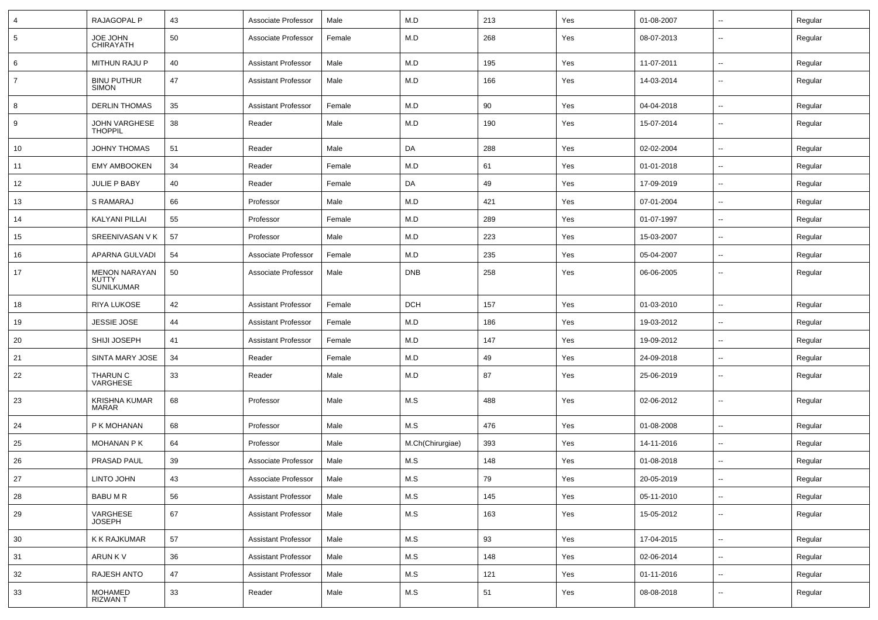| 4 | RAJAGOPAL P | 43 | Associate Professor | Male | M.D | 213 | Yes | 01-08-2007 | -- | Regular |
|---|---|---|---|---|---|---|---|---|---|---|
| 5 | JOE JOHN CHIRAYATH | 50 | Associate Professor | Female | M.D | 268 | Yes | 08-07-2013 | -- | Regular |
| 6 | MITHUN RAJU P | 40 | Assistant Professor | Male | M.D | 195 | Yes | 11-07-2011 | -- | Regular |
| 7 | BINU PUTHUR SIMON | 47 | Assistant Professor | Male | M.D | 166 | Yes | 14-03-2014 | -- | Regular |
| 8 | DERLIN THOMAS | 35 | Assistant Professor | Female | M.D | 90 | Yes | 04-04-2018 | -- | Regular |
| 9 | JOHN VARGHESE THOPPIL | 38 | Reader | Male | M.D | 190 | Yes | 15-07-2014 | -- | Regular |
| 10 | JOHNY THOMAS | 51 | Reader | Male | DA | 288 | Yes | 02-02-2004 | -- | Regular |
| 11 | EMY AMBOOKEN | 34 | Reader | Female | M.D | 61 | Yes | 01-01-2018 | -- | Regular |
| 12 | JULIE P BABY | 40 | Reader | Female | DA | 49 | Yes | 17-09-2019 | -- | Regular |
| 13 | S RAMARAJ | 66 | Professor | Male | M.D | 421 | Yes | 07-01-2004 | -- | Regular |
| 14 | KALYANI PILLAI | 55 | Professor | Female | M.D | 289 | Yes | 01-07-1997 | -- | Regular |
| 15 | SREENIVASAN V K | 57 | Professor | Male | M.D | 223 | Yes | 15-03-2007 | -- | Regular |
| 16 | APARNA GULVADI | 54 | Associate Professor | Female | M.D | 235 | Yes | 05-04-2007 | -- | Regular |
| 17 | MENON NARAYAN KUTTY SUNILKUMAR | 50 | Associate Professor | Male | DNB | 258 | Yes | 06-06-2005 | -- | Regular |
| 18 | RIYA LUKOSE | 42 | Assistant Professor | Female | DCH | 157 | Yes | 01-03-2010 | -- | Regular |
| 19 | JESSIE JOSE | 44 | Assistant Professor | Female | M.D | 186 | Yes | 19-03-2012 | -- | Regular |
| 20 | SHIJI JOSEPH | 41 | Assistant Professor | Female | M.D | 147 | Yes | 19-09-2012 | -- | Regular |
| 21 | SINTA MARY JOSE | 34 | Reader | Female | M.D | 49 | Yes | 24-09-2018 | -- | Regular |
| 22 | THARUN C VARGHESE | 33 | Reader | Male | M.D | 87 | Yes | 25-06-2019 | -- | Regular |
| 23 | KRISHNA KUMAR MARAR | 68 | Professor | Male | M.S | 488 | Yes | 02-06-2012 | -- | Regular |
| 24 | P K MOHANAN | 68 | Professor | Male | M.S | 476 | Yes | 01-08-2008 | -- | Regular |
| 25 | MOHANAN P K | 64 | Professor | Male | M.Ch(Chirurgiae) | 393 | Yes | 14-11-2016 | -- | Regular |
| 26 | PRASAD PAUL | 39 | Associate Professor | Male | M.S | 148 | Yes | 01-08-2018 | -- | Regular |
| 27 | LINTO JOHN | 43 | Associate Professor | Male | M.S | 79 | Yes | 20-05-2019 | -- | Regular |
| 28 | BABU M R | 56 | Assistant Professor | Male | M.S | 145 | Yes | 05-11-2010 | -- | Regular |
| 29 | VARGHESE JOSEPH | 67 | Assistant Professor | Male | M.S | 163 | Yes | 15-05-2012 | -- | Regular |
| 30 | K K RAJKUMAR | 57 | Assistant Professor | Male | M.S | 93 | Yes | 17-04-2015 | -- | Regular |
| 31 | ARUN K V | 36 | Assistant Professor | Male | M.S | 148 | Yes | 02-06-2014 | -- | Regular |
| 32 | RAJESH ANTO | 47 | Assistant Professor | Male | M.S | 121 | Yes | 01-11-2016 | -- | Regular |
| 33 | MOHAMED RIZWAN T | 33 | Reader | Male | M.S | 51 | Yes | 08-08-2018 | -- | Regular |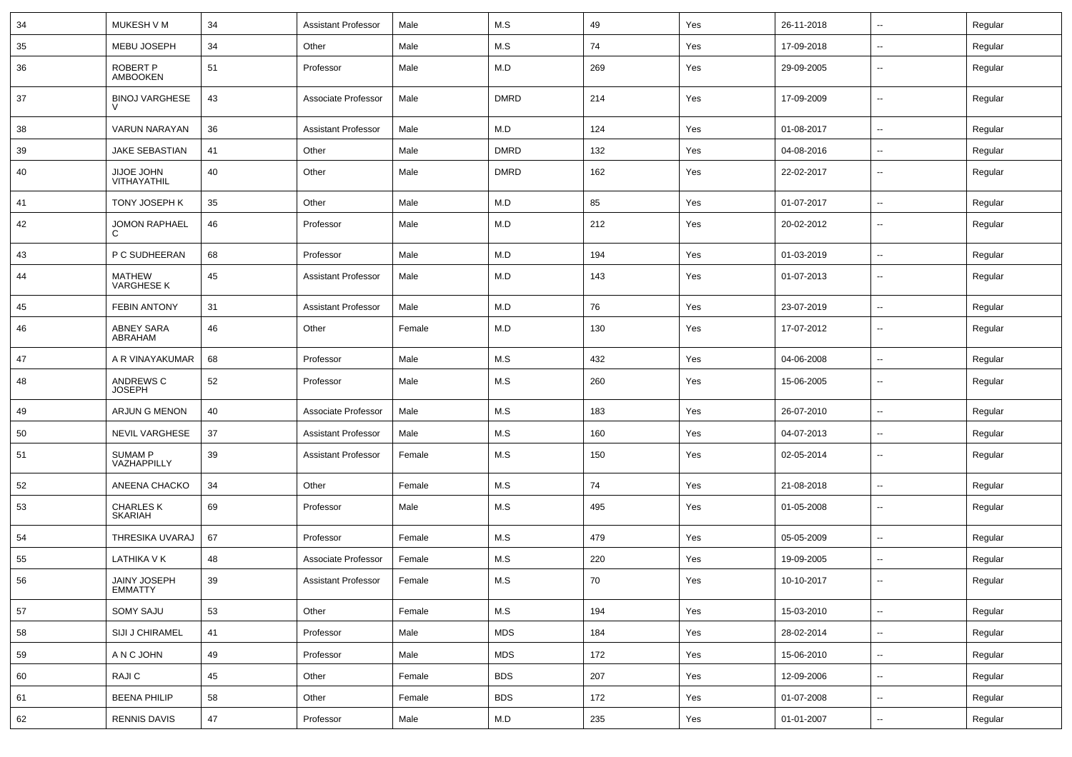| 34 | MUKESH V M | 34 | Assistant Professor | Male | M.S | 49 | Yes | 26-11-2018 | -- | Regular |
|---|---|---|---|---|---|---|---|---|---|---|
| 35 | MEBU JOSEPH | 34 | Other | Male | M.S | 74 | Yes | 17-09-2018 | -- | Regular |
| 36 | ROBERT P AMBOOKEN | 51 | Professor | Male | M.D | 269 | Yes | 29-09-2005 | -- | Regular |
| 37 | BINOJ VARGHESE V | 43 | Associate Professor | Male | DMRD | 214 | Yes | 17-09-2009 | -- | Regular |
| 38 | VARUN NARAYAN | 36 | Assistant Professor | Male | M.D | 124 | Yes | 01-08-2017 | -- | Regular |
| 39 | JAKE SEBASTIAN | 41 | Other | Male | DMRD | 132 | Yes | 04-08-2016 | -- | Regular |
| 40 | JIJOE JOHN VITHAYATHIL | 40 | Other | Male | DMRD | 162 | Yes | 22-02-2017 | -- | Regular |
| 41 | TONY JOSEPH K | 35 | Other | Male | M.D | 85 | Yes | 01-07-2017 | -- | Regular |
| 42 | JOMON RAPHAEL C | 46 | Professor | Male | M.D | 212 | Yes | 20-02-2012 | -- | Regular |
| 43 | P C SUDHEERAN | 68 | Professor | Male | M.D | 194 | Yes | 01-03-2019 | -- | Regular |
| 44 | MATHEW VARGHESE K | 45 | Assistant Professor | Male | M.D | 143 | Yes | 01-07-2013 | -- | Regular |
| 45 | FEBIN ANTONY | 31 | Assistant Professor | Male | M.D | 76 | Yes | 23-07-2019 | -- | Regular |
| 46 | ABNEY SARA ABRAHAM | 46 | Other | Female | M.D | 130 | Yes | 17-07-2012 | -- | Regular |
| 47 | A R VINAYAKUMAR | 68 | Professor | Male | M.S | 432 | Yes | 04-06-2008 | -- | Regular |
| 48 | ANDREWS C JOSEPH | 52 | Professor | Male | M.S | 260 | Yes | 15-06-2005 | -- | Regular |
| 49 | ARJUN G MENON | 40 | Associate Professor | Male | M.S | 183 | Yes | 26-07-2010 | -- | Regular |
| 50 | NEVIL VARGHESE | 37 | Assistant Professor | Male | M.S | 160 | Yes | 04-07-2013 | -- | Regular |
| 51 | SUMAM P VAZHAPPILLY | 39 | Assistant Professor | Female | M.S | 150 | Yes | 02-05-2014 | -- | Regular |
| 52 | ANEENA CHACKO | 34 | Other | Female | M.S | 74 | Yes | 21-08-2018 | -- | Regular |
| 53 | CHARLES K SKARIAH | 69 | Professor | Male | M.S | 495 | Yes | 01-05-2008 | -- | Regular |
| 54 | THRESIKA UVARAJ | 67 | Professor | Female | M.S | 479 | Yes | 05-05-2009 | -- | Regular |
| 55 | LATHIKA V K | 48 | Associate Professor | Female | M.S | 220 | Yes | 19-09-2005 | -- | Regular |
| 56 | JAINY JOSEPH EMMATTY | 39 | Assistant Professor | Female | M.S | 70 | Yes | 10-10-2017 | -- | Regular |
| 57 | SOMY SAJU | 53 | Other | Female | M.S | 194 | Yes | 15-03-2010 | -- | Regular |
| 58 | SIJI J CHIRAMEL | 41 | Professor | Male | MDS | 184 | Yes | 28-02-2014 | -- | Regular |
| 59 | A N C JOHN | 49 | Professor | Male | MDS | 172 | Yes | 15-06-2010 | -- | Regular |
| 60 | RAJI C | 45 | Other | Female | BDS | 207 | Yes | 12-09-2006 | -- | Regular |
| 61 | BEENA PHILIP | 58 | Other | Female | BDS | 172 | Yes | 01-07-2008 | -- | Regular |
| 62 | RENNIS DAVIS | 47 | Professor | Male | M.D | 235 | Yes | 01-01-2007 | -- | Regular |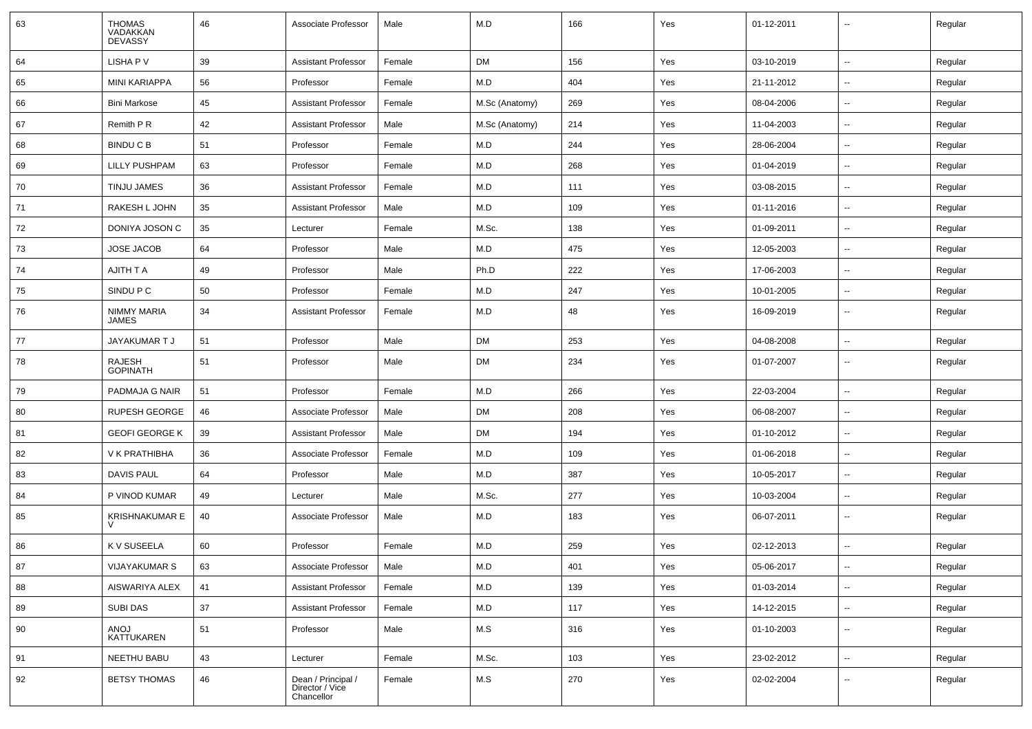| 63 | THOMAS VADAKKAN DEVASSY | 46 | Associate Professor | Male | M.D | 166 | Yes | 01-12-2011 | -- | Regular |
|---|---|---|---|---|---|---|---|---|---|---|
| 64 | LISHA P V | 39 | Assistant Professor | Female | DM | 156 | Yes | 03-10-2019 | -- | Regular |
| 65 | MINI KARIAPPA | 56 | Professor | Female | M.D | 404 | Yes | 21-11-2012 | -- | Regular |
| 66 | Bini Markose | 45 | Assistant Professor | Female | M.Sc (Anatomy) | 269 | Yes | 08-04-2006 | -- | Regular |
| 67 | Remith P R | 42 | Assistant Professor | Male | M.Sc (Anatomy) | 214 | Yes | 11-04-2003 | -- | Regular |
| 68 | BINDU C B | 51 | Professor | Female | M.D | 244 | Yes | 28-06-2004 | -- | Regular |
| 69 | LILLY PUSHPAM | 63 | Professor | Female | M.D | 268 | Yes | 01-04-2019 | -- | Regular |
| 70 | TINJU JAMES | 36 | Assistant Professor | Female | M.D | 111 | Yes | 03-08-2015 | -- | Regular |
| 71 | RAKESH L JOHN | 35 | Assistant Professor | Male | M.D | 109 | Yes | 01-11-2016 | -- | Regular |
| 72 | DONIYA JOSON C | 35 | Lecturer | Female | M.Sc. | 138 | Yes | 01-09-2011 | -- | Regular |
| 73 | JOSE JACOB | 64 | Professor | Male | M.D | 475 | Yes | 12-05-2003 | -- | Regular |
| 74 | AJITH T A | 49 | Professor | Male | Ph.D | 222 | Yes | 17-06-2003 | -- | Regular |
| 75 | SINDU P C | 50 | Professor | Female | M.D | 247 | Yes | 10-01-2005 | -- | Regular |
| 76 | NIMMY MARIA JAMES | 34 | Assistant Professor | Female | M.D | 48 | Yes | 16-09-2019 | -- | Regular |
| 77 | JAYAKUMAR T J | 51 | Professor | Male | DM | 253 | Yes | 04-08-2008 | -- | Regular |
| 78 | RAJESH GOPINATH | 51 | Professor | Male | DM | 234 | Yes | 01-07-2007 | -- | Regular |
| 79 | PADMAJA G NAIR | 51 | Professor | Female | M.D | 266 | Yes | 22-03-2004 | -- | Regular |
| 80 | RUPESH GEORGE | 46 | Associate Professor | Male | DM | 208 | Yes | 06-08-2007 | -- | Regular |
| 81 | GEOFI GEORGE K | 39 | Assistant Professor | Male | DM | 194 | Yes | 01-10-2012 | -- | Regular |
| 82 | V K PRATHIBHA | 36 | Associate Professor | Female | M.D | 109 | Yes | 01-06-2018 | -- | Regular |
| 83 | DAVIS PAUL | 64 | Professor | Male | M.D | 387 | Yes | 10-05-2017 | -- | Regular |
| 84 | P VINOD KUMAR | 49 | Lecturer | Male | M.Sc. | 277 | Yes | 10-03-2004 | -- | Regular |
| 85 | KRISHNAKUMAR E V | 40 | Associate Professor | Male | M.D | 183 | Yes | 06-07-2011 | -- | Regular |
| 86 | K V SUSEELA | 60 | Professor | Female | M.D | 259 | Yes | 02-12-2013 | -- | Regular |
| 87 | VIJAYAKUMAR S | 63 | Associate Professor | Male | M.D | 401 | Yes | 05-06-2017 | -- | Regular |
| 88 | AISWARIYA ALEX | 41 | Assistant Professor | Female | M.D | 139 | Yes | 01-03-2014 | -- | Regular |
| 89 | SUBI DAS | 37 | Assistant Professor | Female | M.D | 117 | Yes | 14-12-2015 | -- | Regular |
| 90 | ANOJ KATTUKAREN | 51 | Professor | Male | M.S | 316 | Yes | 01-10-2003 | -- | Regular |
| 91 | NEETHU BABU | 43 | Lecturer | Female | M.Sc. | 103 | Yes | 23-02-2012 | -- | Regular |
| 92 | BETSY THOMAS | 46 | Dean / Principal / Director / Vice Chancellor | Female | M.S | 270 | Yes | 02-02-2004 | -- | Regular |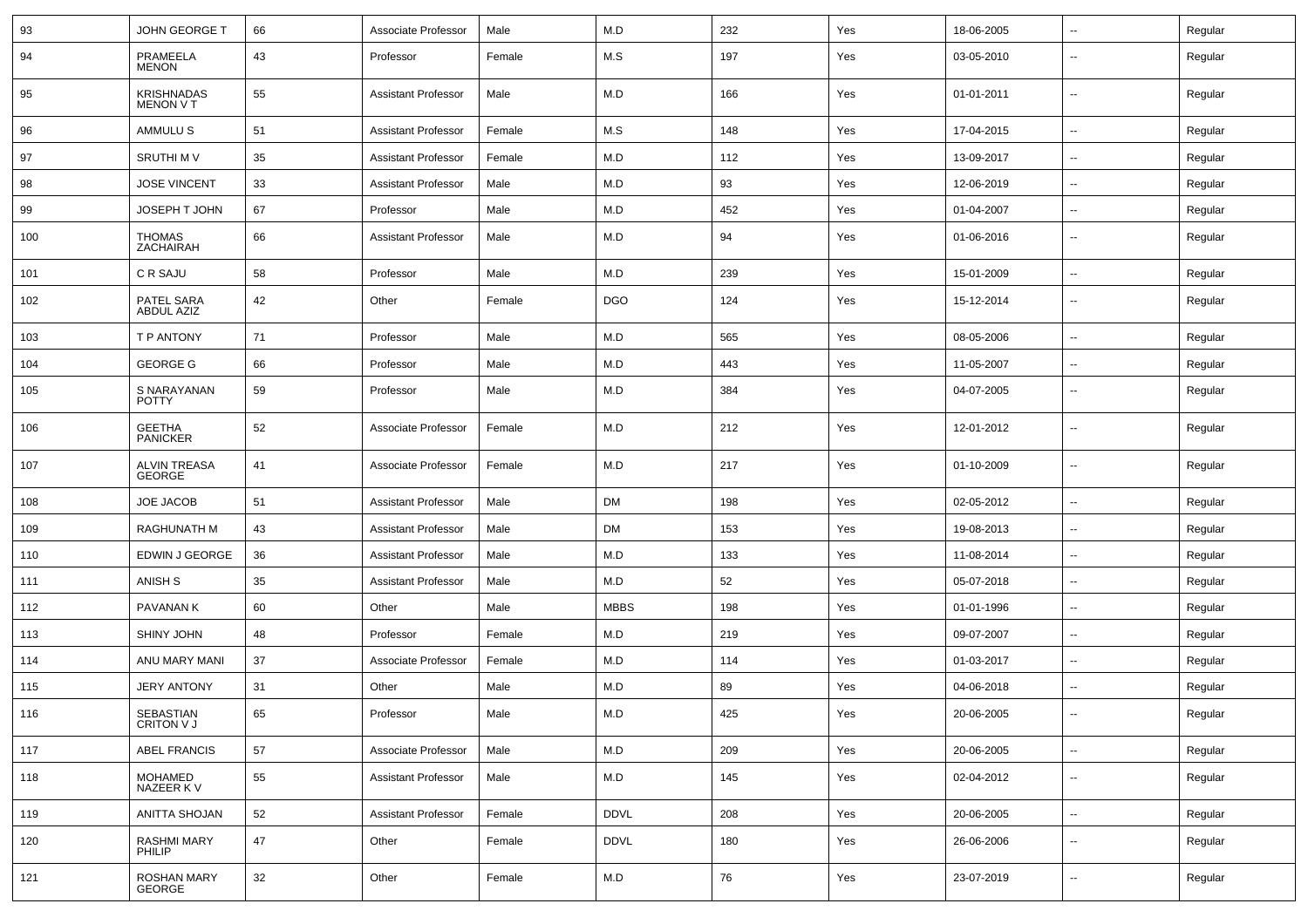| 93 | JOHN GEORGE T | 66 | Associate Professor | Male | M.D | 232 | Yes | 18-06-2005 | -- | Regular |
|---|---|---|---|---|---|---|---|---|---|---|
| 94 | PRAMEELA MENON | 43 | Professor | Female | M.S | 197 | Yes | 03-05-2010 | -- | Regular |
| 95 | KRISHNADAS MENON V T | 55 | Assistant Professor | Male | M.D | 166 | Yes | 01-01-2011 | -- | Regular |
| 96 | AMMULU S | 51 | Assistant Professor | Female | M.S | 148 | Yes | 17-04-2015 | -- | Regular |
| 97 | SRUTHI M V | 35 | Assistant Professor | Female | M.D | 112 | Yes | 13-09-2017 | -- | Regular |
| 98 | JOSE VINCENT | 33 | Assistant Professor | Male | M.D | 93 | Yes | 12-06-2019 | -- | Regular |
| 99 | JOSEPH T JOHN | 67 | Professor | Male | M.D | 452 | Yes | 01-04-2007 | -- | Regular |
| 100 | THOMAS ZACHAIRAH | 66 | Assistant Professor | Male | M.D | 94 | Yes | 01-06-2016 | -- | Regular |
| 101 | C R SAJU | 58 | Professor | Male | M.D | 239 | Yes | 15-01-2009 | -- | Regular |
| 102 | PATEL SARA ABDUL AZIZ | 42 | Other | Female | DGO | 124 | Yes | 15-12-2014 | -- | Regular |
| 103 | T P ANTONY | 71 | Professor | Male | M.D | 565 | Yes | 08-05-2006 | -- | Regular |
| 104 | GEORGE G | 66 | Professor | Male | M.D | 443 | Yes | 11-05-2007 | -- | Regular |
| 105 | S NARAYANAN POTTY | 59 | Professor | Male | M.D | 384 | Yes | 04-07-2005 | -- | Regular |
| 106 | GEETHA PANICKER | 52 | Associate Professor | Female | M.D | 212 | Yes | 12-01-2012 | -- | Regular |
| 107 | ALVIN TREASA GEORGE | 41 | Associate Professor | Female | M.D | 217 | Yes | 01-10-2009 | -- | Regular |
| 108 | JOE JACOB | 51 | Assistant Professor | Male | DM | 198 | Yes | 02-05-2012 | -- | Regular |
| 109 | RAGHUNATH M | 43 | Assistant Professor | Male | DM | 153 | Yes | 19-08-2013 | -- | Regular |
| 110 | EDWIN J GEORGE | 36 | Assistant Professor | Male | M.D | 133 | Yes | 11-08-2014 | -- | Regular |
| 111 | ANISH S | 35 | Assistant Professor | Male | M.D | 52 | Yes | 05-07-2018 | -- | Regular |
| 112 | PAVANAN K | 60 | Other | Male | MBBS | 198 | Yes | 01-01-1996 | -- | Regular |
| 113 | SHINY JOHN | 48 | Professor | Female | M.D | 219 | Yes | 09-07-2007 | -- | Regular |
| 114 | ANU MARY MANI | 37 | Associate Professor | Female | M.D | 114 | Yes | 01-03-2017 | -- | Regular |
| 115 | JERY ANTONY | 31 | Other | Male | M.D | 89 | Yes | 04-06-2018 | -- | Regular |
| 116 | SEBASTIAN CRITON V J | 65 | Professor | Male | M.D | 425 | Yes | 20-06-2005 | -- | Regular |
| 117 | ABEL FRANCIS | 57 | Associate Professor | Male | M.D | 209 | Yes | 20-06-2005 | -- | Regular |
| 118 | MOHAMED NAZEER K V | 55 | Assistant Professor | Male | M.D | 145 | Yes | 02-04-2012 | -- | Regular |
| 119 | ANITTA SHOJAN | 52 | Assistant Professor | Female | DDVL | 208 | Yes | 20-06-2005 | -- | Regular |
| 120 | RASHMI MARY PHILIP | 47 | Other | Female | DDVL | 180 | Yes | 26-06-2006 | -- | Regular |
| 121 | ROSHAN MARY GEORGE | 32 | Other | Female | M.D | 76 | Yes | 23-07-2019 | -- | Regular |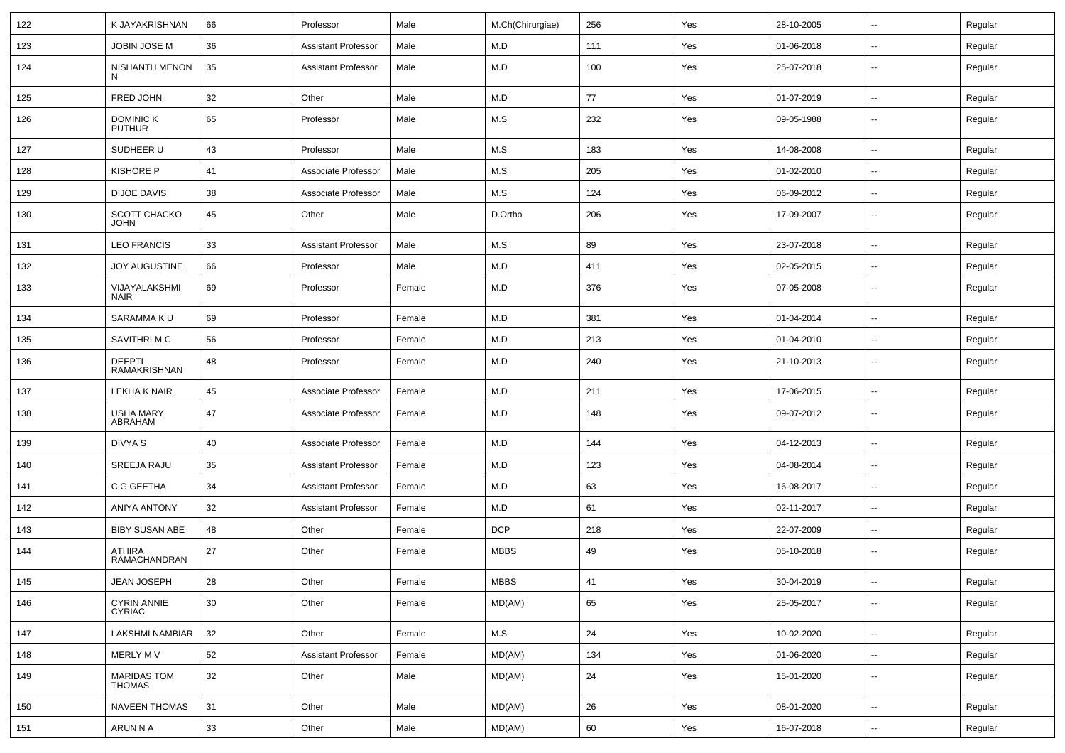| | | | | | | | | | | |
|---|---|---|---|---|---|---|---|---|---|---|
| 122 | K JAYAKRISHNAN | 66 | Professor | Male | M.Ch(Chirurgiae) | 256 | Yes | 28-10-2005 | -- | Regular |
| 123 | JOBIN JOSE M | 36 | Assistant Professor | Male | M.D | 111 | Yes | 01-06-2018 | -- | Regular |
| 124 | NISHANTH MENON N | 35 | Assistant Professor | Male | M.D | 100 | Yes | 25-07-2018 | -- | Regular |
| 125 | FRED JOHN | 32 | Other | Male | M.D | 77 | Yes | 01-07-2019 | -- | Regular |
| 126 | DOMINIC K PUTHUR | 65 | Professor | Male | M.S | 232 | Yes | 09-05-1988 | -- | Regular |
| 127 | SUDHEER U | 43 | Professor | Male | M.S | 183 | Yes | 14-08-2008 | -- | Regular |
| 128 | KISHORE P | 41 | Associate Professor | Male | M.S | 205 | Yes | 01-02-2010 | -- | Regular |
| 129 | DIJOE DAVIS | 38 | Associate Professor | Male | M.S | 124 | Yes | 06-09-2012 | -- | Regular |
| 130 | SCOTT CHACKO JOHN | 45 | Other | Male | D.Ortho | 206 | Yes | 17-09-2007 | -- | Regular |
| 131 | LEO FRANCIS | 33 | Assistant Professor | Male | M.S | 89 | Yes | 23-07-2018 | -- | Regular |
| 132 | JOY AUGUSTINE | 66 | Professor | Male | M.D | 411 | Yes | 02-05-2015 | -- | Regular |
| 133 | VIJAYALAKSHMI NAIR | 69 | Professor | Female | M.D | 376 | Yes | 07-05-2008 | -- | Regular |
| 134 | SARAMMA K U | 69 | Professor | Female | M.D | 381 | Yes | 01-04-2014 | -- | Regular |
| 135 | SAVITHRI M C | 56 | Professor | Female | M.D | 213 | Yes | 01-04-2010 | -- | Regular |
| 136 | DEEPTI RAMAKRISHNAN | 48 | Professor | Female | M.D | 240 | Yes | 21-10-2013 | -- | Regular |
| 137 | LEKHA K NAIR | 45 | Associate Professor | Female | M.D | 211 | Yes | 17-06-2015 | -- | Regular |
| 138 | USHA MARY ABRAHAM | 47 | Associate Professor | Female | M.D | 148 | Yes | 09-07-2012 | -- | Regular |
| 139 | DIVYA S | 40 | Associate Professor | Female | M.D | 144 | Yes | 04-12-2013 | -- | Regular |
| 140 | SREEJA RAJU | 35 | Assistant Professor | Female | M.D | 123 | Yes | 04-08-2014 | -- | Regular |
| 141 | C G GEETHA | 34 | Assistant Professor | Female | M.D | 63 | Yes | 16-08-2017 | -- | Regular |
| 142 | ANIYA ANTONY | 32 | Assistant Professor | Female | M.D | 61 | Yes | 02-11-2017 | -- | Regular |
| 143 | BIBY SUSAN ABE | 48 | Other | Female | DCP | 218 | Yes | 22-07-2009 | -- | Regular |
| 144 | ATHIRA RAMACHANDRAN | 27 | Other | Female | MBBS | 49 | Yes | 05-10-2018 | -- | Regular |
| 145 | JEAN JOSEPH | 28 | Other | Female | MBBS | 41 | Yes | 30-04-2019 | -- | Regular |
| 146 | CYRIN ANNIE CYRIAC | 30 | Other | Female | MD(AM) | 65 | Yes | 25-05-2017 | -- | Regular |
| 147 | LAKSHMI NAMBIAR | 32 | Other | Female | M.S | 24 | Yes | 10-02-2020 | -- | Regular |
| 148 | MERLY M V | 52 | Assistant Professor | Female | MD(AM) | 134 | Yes | 01-06-2020 | -- | Regular |
| 149 | MARIDAS TOM THOMAS | 32 | Other | Male | MD(AM) | 24 | Yes | 15-01-2020 | -- | Regular |
| 150 | NAVEEN THOMAS | 31 | Other | Male | MD(AM) | 26 | Yes | 08-01-2020 | -- | Regular |
| 151 | ARUN N A | 33 | Other | Male | MD(AM) | 60 | Yes | 16-07-2018 | -- | Regular |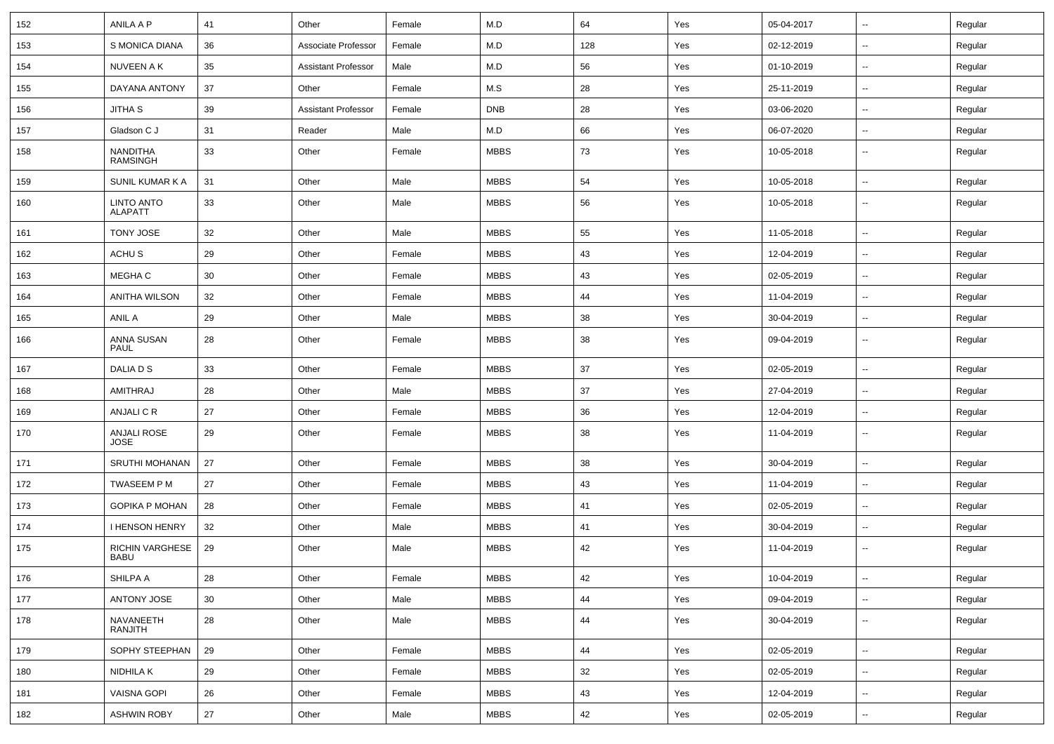| 152 | ANILA A P | 41 | Other | Female | M.D | 64 | Yes | 05-04-2017 | -- | Regular |
|---|---|---|---|---|---|---|---|---|---|---|
| 153 | S MONICA DIANA | 36 | Associate Professor | Female | M.D | 128 | Yes | 02-12-2019 | -- | Regular |
| 154 | NUVEEN A K | 35 | Assistant Professor | Male | M.D | 56 | Yes | 01-10-2019 | -- | Regular |
| 155 | DAYANA ANTONY | 37 | Other | Female | M.S | 28 | Yes | 25-11-2019 | -- | Regular |
| 156 | JITHA S | 39 | Assistant Professor | Female | DNB | 28 | Yes | 03-06-2020 | -- | Regular |
| 157 | Gladson C J | 31 | Reader | Male | M.D | 66 | Yes | 06-07-2020 | -- | Regular |
| 158 | NANDITHA RAMSINGH | 33 | Other | Female | MBBS | 73 | Yes | 10-05-2018 | -- | Regular |
| 159 | SUNIL KUMAR K A | 31 | Other | Male | MBBS | 54 | Yes | 10-05-2018 | -- | Regular |
| 160 | LINTO ANTO ALAPATT | 33 | Other | Male | MBBS | 56 | Yes | 10-05-2018 | -- | Regular |
| 161 | TONY JOSE | 32 | Other | Male | MBBS | 55 | Yes | 11-05-2018 | -- | Regular |
| 162 | ACHU S | 29 | Other | Female | MBBS | 43 | Yes | 12-04-2019 | -- | Regular |
| 163 | MEGHA C | 30 | Other | Female | MBBS | 43 | Yes | 02-05-2019 | -- | Regular |
| 164 | ANITHA WILSON | 32 | Other | Female | MBBS | 44 | Yes | 11-04-2019 | -- | Regular |
| 165 | ANIL A | 29 | Other | Male | MBBS | 38 | Yes | 30-04-2019 | -- | Regular |
| 166 | ANNA SUSAN PAUL | 28 | Other | Female | MBBS | 38 | Yes | 09-04-2019 | -- | Regular |
| 167 | DALIA D S | 33 | Other | Female | MBBS | 37 | Yes | 02-05-2019 | -- | Regular |
| 168 | AMITHRAJ | 28 | Other | Male | MBBS | 37 | Yes | 27-04-2019 | -- | Regular |
| 169 | ANJALI C R | 27 | Other | Female | MBBS | 36 | Yes | 12-04-2019 | -- | Regular |
| 170 | ANJALI ROSE JOSE | 29 | Other | Female | MBBS | 38 | Yes | 11-04-2019 | -- | Regular |
| 171 | SRUTHI MOHANAN | 27 | Other | Female | MBBS | 38 | Yes | 30-04-2019 | -- | Regular |
| 172 | TWASEEM P M | 27 | Other | Female | MBBS | 43 | Yes | 11-04-2019 | -- | Regular |
| 173 | GOPIKA P MOHAN | 28 | Other | Female | MBBS | 41 | Yes | 02-05-2019 | -- | Regular |
| 174 | I HENSON HENRY | 32 | Other | Male | MBBS | 41 | Yes | 30-04-2019 | -- | Regular |
| 175 | RICHIN VARGHESE BABU | 29 | Other | Male | MBBS | 42 | Yes | 11-04-2019 | -- | Regular |
| 176 | SHILPA A | 28 | Other | Female | MBBS | 42 | Yes | 10-04-2019 | -- | Regular |
| 177 | ANTONY JOSE | 30 | Other | Male | MBBS | 44 | Yes | 09-04-2019 | -- | Regular |
| 178 | NAVANEETH RANJITH | 28 | Other | Male | MBBS | 44 | Yes | 30-04-2019 | -- | Regular |
| 179 | SOPHY STEEPHAN | 29 | Other | Female | MBBS | 44 | Yes | 02-05-2019 | -- | Regular |
| 180 | NIDHILA K | 29 | Other | Female | MBBS | 32 | Yes | 02-05-2019 | -- | Regular |
| 181 | VAISNA GOPI | 26 | Other | Female | MBBS | 43 | Yes | 12-04-2019 | -- | Regular |
| 182 | ASHWIN ROBY | 27 | Other | Male | MBBS | 42 | Yes | 02-05-2019 | -- | Regular |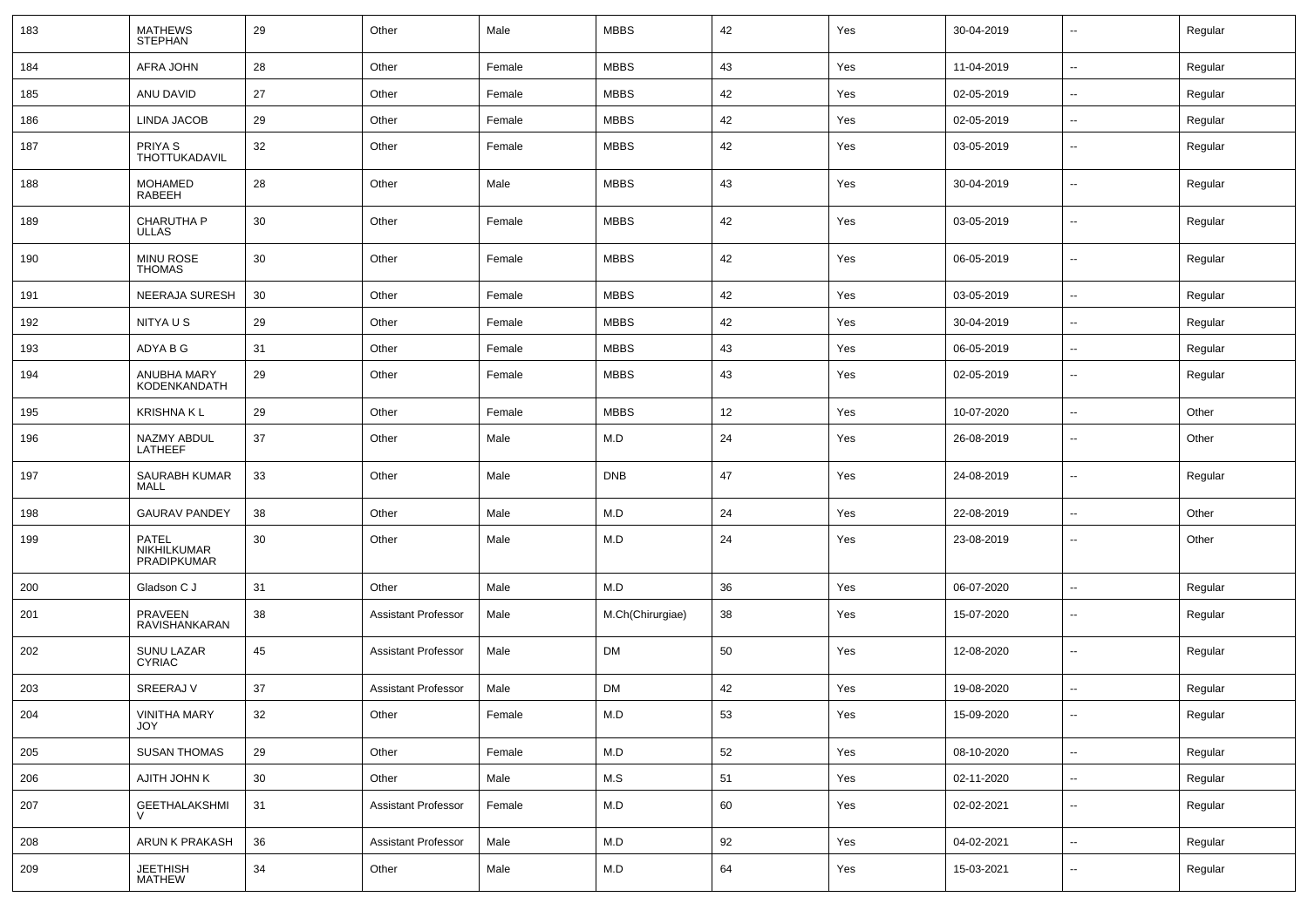| 183 | MATHEWS STEPHAN | 29 | Other | Male | MBBS | 42 | Yes | 30-04-2019 | -- | Regular |
|---|---|---|---|---|---|---|---|---|---|---|
| 184 | AFRA JOHN | 28 | Other | Female | MBBS | 43 | Yes | 11-04-2019 | -- | Regular |
| 185 | ANU DAVID | 27 | Other | Female | MBBS | 42 | Yes | 02-05-2019 | -- | Regular |
| 186 | LINDA JACOB | 29 | Other | Female | MBBS | 42 | Yes | 02-05-2019 | -- | Regular |
| 187 | PRIYA S THOTTUKADAVIL | 32 | Other | Female | MBBS | 42 | Yes | 03-05-2019 | -- | Regular |
| 188 | MOHAMED RABEEH | 28 | Other | Male | MBBS | 43 | Yes | 30-04-2019 | -- | Regular |
| 189 | CHARUTHA P ULLAS | 30 | Other | Female | MBBS | 42 | Yes | 03-05-2019 | -- | Regular |
| 190 | MINU ROSE THOMAS | 30 | Other | Female | MBBS | 42 | Yes | 06-05-2019 | -- | Regular |
| 191 | NEERAJA SURESH | 30 | Other | Female | MBBS | 42 | Yes | 03-05-2019 | -- | Regular |
| 192 | NITYA U S | 29 | Other | Female | MBBS | 42 | Yes | 30-04-2019 | -- | Regular |
| 193 | ADYA B G | 31 | Other | Female | MBBS | 43 | Yes | 06-05-2019 | -- | Regular |
| 194 | ANUBHA MARY KODENKANDATH | 29 | Other | Female | MBBS | 43 | Yes | 02-05-2019 | -- | Regular |
| 195 | KRISHNA K L | 29 | Other | Female | MBBS | 12 | Yes | 10-07-2020 | -- | Other |
| 196 | NAZMY ABDUL LATHEEF | 37 | Other | Male | M.D | 24 | Yes | 26-08-2019 | -- | Other |
| 197 | SAURABH KUMAR MALL | 33 | Other | Male | DNB | 47 | Yes | 24-08-2019 | -- | Regular |
| 198 | GAURAV PANDEY | 38 | Other | Male | M.D | 24 | Yes | 22-08-2019 | -- | Other |
| 199 | PATEL NIKHILKUMAR PRADIPKUMAR | 30 | Other | Male | M.D | 24 | Yes | 23-08-2019 | -- | Other |
| 200 | Gladson C J | 31 | Other | Male | M.D | 36 | Yes | 06-07-2020 | -- | Regular |
| 201 | PRAVEEN RAVISHANKARAN | 38 | Assistant Professor | Male | M.Ch(Chirurgiae) | 38 | Yes | 15-07-2020 | -- | Regular |
| 202 | SUNU LAZAR CYRIAC | 45 | Assistant Professor | Male | DM | 50 | Yes | 12-08-2020 | -- | Regular |
| 203 | SREERAJ V | 37 | Assistant Professor | Male | DM | 42 | Yes | 19-08-2020 | -- | Regular |
| 204 | VINITHA MARY JOY | 32 | Other | Female | M.D | 53 | Yes | 15-09-2020 | -- | Regular |
| 205 | SUSAN THOMAS | 29 | Other | Female | M.D | 52 | Yes | 08-10-2020 | -- | Regular |
| 206 | AJITH JOHN K | 30 | Other | Male | M.S | 51 | Yes | 02-11-2020 | -- | Regular |
| 207 | GEETHALAKSHMI V | 31 | Assistant Professor | Female | M.D | 60 | Yes | 02-02-2021 | -- | Regular |
| 208 | ARUN K PRAKASH | 36 | Assistant Professor | Male | M.D | 92 | Yes | 04-02-2021 | -- | Regular |
| 209 | JEETHISH MATHEW | 34 | Other | Male | M.D | 64 | Yes | 15-03-2021 | -- | Regular |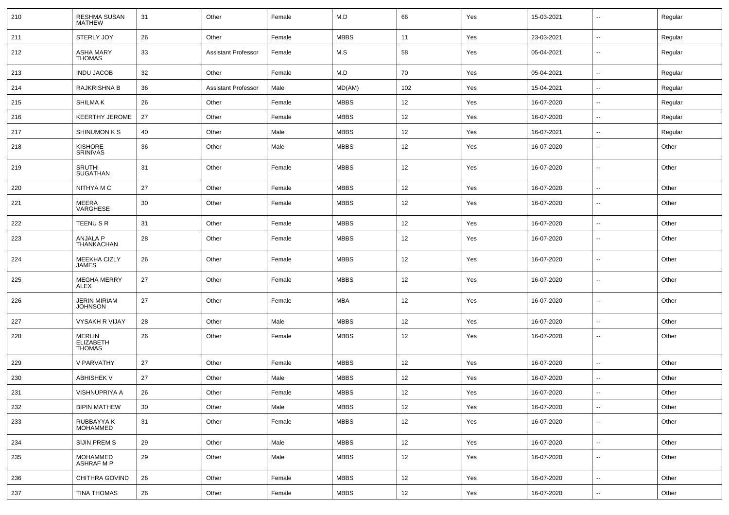| 210 | RESHMA SUSAN MATHEW | 31 | Other | Female | M.D | 66 | Yes | 15-03-2021 | -- | Regular |
|---|---|---|---|---|---|---|---|---|---|---|
| 211 | STERLY JOY | 26 | Other | Female | MBBS | 11 | Yes | 23-03-2021 | -- | Regular |
| 212 | ASHA MARY THOMAS | 33 | Assistant Professor | Female | M.S | 58 | Yes | 05-04-2021 | -- | Regular |
| 213 | INDU JACOB | 32 | Other | Female | M.D | 70 | Yes | 05-04-2021 | -- | Regular |
| 214 | RAJKRISHNA B | 36 | Assistant Professor | Male | MD(AM) | 102 | Yes | 15-04-2021 | -- | Regular |
| 215 | SHILMA K | 26 | Other | Female | MBBS | 12 | Yes | 16-07-2020 | -- | Regular |
| 216 | KEERTHY JEROME | 27 | Other | Female | MBBS | 12 | Yes | 16-07-2020 | -- | Regular |
| 217 | SHINUMON K S | 40 | Other | Male | MBBS | 12 | Yes | 16-07-2021 | -- | Regular |
| 218 | KISHORE SRINIVAS | 36 | Other | Male | MBBS | 12 | Yes | 16-07-2020 | -- | Other |
| 219 | SRUTHI SUGATHAN | 31 | Other | Female | MBBS | 12 | Yes | 16-07-2020 | -- | Other |
| 220 | NITHYA M C | 27 | Other | Female | MBBS | 12 | Yes | 16-07-2020 | -- | Other |
| 221 | MEERA VARGHESE | 30 | Other | Female | MBBS | 12 | Yes | 16-07-2020 | -- | Other |
| 222 | TEENU S R | 31 | Other | Female | MBBS | 12 | Yes | 16-07-2020 | -- | Other |
| 223 | ANJALA P THANKACHAN | 28 | Other | Female | MBBS | 12 | Yes | 16-07-2020 | -- | Other |
| 224 | MEEKHA CIZLY JAMES | 26 | Other | Female | MBBS | 12 | Yes | 16-07-2020 | -- | Other |
| 225 | MEGHA MERRY ALEX | 27 | Other | Female | MBBS | 12 | Yes | 16-07-2020 | -- | Other |
| 226 | JERIN MIRIAM JOHNSON | 27 | Other | Female | MBA | 12 | Yes | 16-07-2020 | -- | Other |
| 227 | VYSAKH R VIJAY | 28 | Other | Male | MBBS | 12 | Yes | 16-07-2020 | -- | Other |
| 228 | MERLIN ELIZABETH THOMAS | 26 | Other | Female | MBBS | 12 | Yes | 16-07-2020 | -- | Other |
| 229 | V PARVATHY | 27 | Other | Female | MBBS | 12 | Yes | 16-07-2020 | -- | Other |
| 230 | ABHISHEK V | 27 | Other | Male | MBBS | 12 | Yes | 16-07-2020 | -- | Other |
| 231 | VISHNUPRIYA A | 26 | Other | Female | MBBS | 12 | Yes | 16-07-2020 | -- | Other |
| 232 | BIPIN MATHEW | 30 | Other | Male | MBBS | 12 | Yes | 16-07-2020 | -- | Other |
| 233 | RUBBAYYA K MOHAMMED | 31 | Other | Female | MBBS | 12 | Yes | 16-07-2020 | -- | Other |
| 234 | SIJIN PREM S | 29 | Other | Male | MBBS | 12 | Yes | 16-07-2020 | -- | Other |
| 235 | MOHAMMED ASHRAF M P | 29 | Other | Male | MBBS | 12 | Yes | 16-07-2020 | -- | Other |
| 236 | CHITHRA GOVIND | 26 | Other | Female | MBBS | 12 | Yes | 16-07-2020 | -- | Other |
| 237 | TINA THOMAS | 26 | Other | Female | MBBS | 12 | Yes | 16-07-2020 | -- | Other |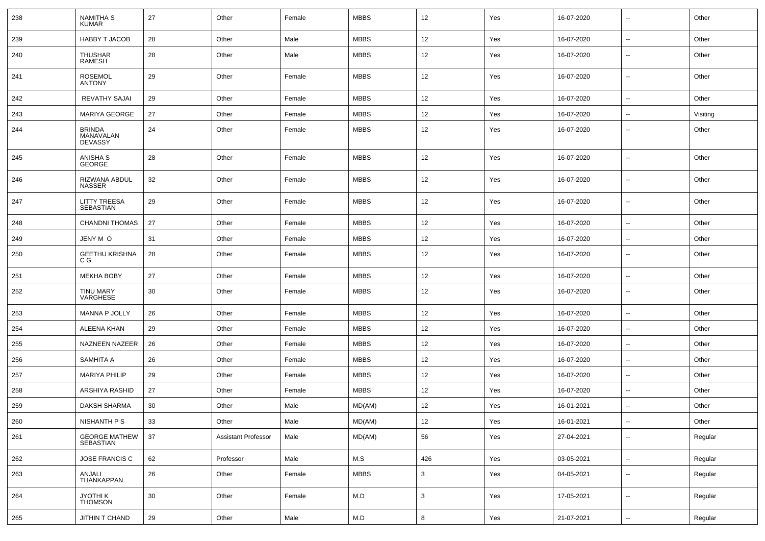| | | | | | | | | | | |
|---|---|---|---|---|---|---|---|---|---|---|
| 238 | NAMITHA S KUMAR | 27 | Other | Female | MBBS | 12 | Yes | 16-07-2020 | -- | Other |
| 239 | HABBY T JACOB | 28 | Other | Male | MBBS | 12 | Yes | 16-07-2020 | -- | Other |
| 240 | THUSHAR RAMESH | 28 | Other | Male | MBBS | 12 | Yes | 16-07-2020 | -- | Other |
| 241 | ROSEMOL ANTONY | 29 | Other | Female | MBBS | 12 | Yes | 16-07-2020 | -- | Other |
| 242 | REVATHY SAJAI | 29 | Other | Female | MBBS | 12 | Yes | 16-07-2020 | -- | Other |
| 243 | MARIYA GEORGE | 27 | Other | Female | MBBS | 12 | Yes | 16-07-2020 | -- | Visiting |
| 244 | BRINDA MANAVALAN DEVASSY | 24 | Other | Female | MBBS | 12 | Yes | 16-07-2020 | -- | Other |
| 245 | ANISHA S GEORGE | 28 | Other | Female | MBBS | 12 | Yes | 16-07-2020 | -- | Other |
| 246 | RIZWANA ABDUL NASSER | 32 | Other | Female | MBBS | 12 | Yes | 16-07-2020 | -- | Other |
| 247 | LITTY TREESA SEBASTIAN | 29 | Other | Female | MBBS | 12 | Yes | 16-07-2020 | -- | Other |
| 248 | CHANDNI THOMAS | 27 | Other | Female | MBBS | 12 | Yes | 16-07-2020 | -- | Other |
| 249 | JENY M O | 31 | Other | Female | MBBS | 12 | Yes | 16-07-2020 | -- | Other |
| 250 | GEETHU KRISHNA C G | 28 | Other | Female | MBBS | 12 | Yes | 16-07-2020 | -- | Other |
| 251 | MEKHA BOBY | 27 | Other | Female | MBBS | 12 | Yes | 16-07-2020 | -- | Other |
| 252 | TINU MARY VARGHESE | 30 | Other | Female | MBBS | 12 | Yes | 16-07-2020 | -- | Other |
| 253 | MANNA P JOLLY | 26 | Other | Female | MBBS | 12 | Yes | 16-07-2020 | -- | Other |
| 254 | ALEENA KHAN | 29 | Other | Female | MBBS | 12 | Yes | 16-07-2020 | -- | Other |
| 255 | NAZNEEN NAZEER | 26 | Other | Female | MBBS | 12 | Yes | 16-07-2020 | -- | Other |
| 256 | SAMHITA A | 26 | Other | Female | MBBS | 12 | Yes | 16-07-2020 | -- | Other |
| 257 | MARIYA PHILIP | 29 | Other | Female | MBBS | 12 | Yes | 16-07-2020 | -- | Other |
| 258 | ARSHIYA RASHID | 27 | Other | Female | MBBS | 12 | Yes | 16-07-2020 | -- | Other |
| 259 | DAKSH SHARMA | 30 | Other | Male | MD(AM) | 12 | Yes | 16-01-2021 | -- | Other |
| 260 | NISHANTH P S | 33 | Other | Male | MD(AM) | 12 | Yes | 16-01-2021 | -- | Other |
| 261 | GEORGE MATHEW SEBASTIAN | 37 | Assistant Professor | Male | MD(AM) | 56 | Yes | 27-04-2021 | -- | Regular |
| 262 | JOSE FRANCIS C | 62 | Professor | Male | M.S | 426 | Yes | 03-05-2021 | -- | Regular |
| 263 | ANJALI THANKAPPAN | 26 | Other | Female | MBBS | 3 | Yes | 04-05-2021 | -- | Regular |
| 264 | JYOTHI K THOMSON | 30 | Other | Female | M.D | 3 | Yes | 17-05-2021 | -- | Regular |
| 265 | JITHIN T CHAND | 29 | Other | Male | M.D | 8 | Yes | 21-07-2021 | -- | Regular |